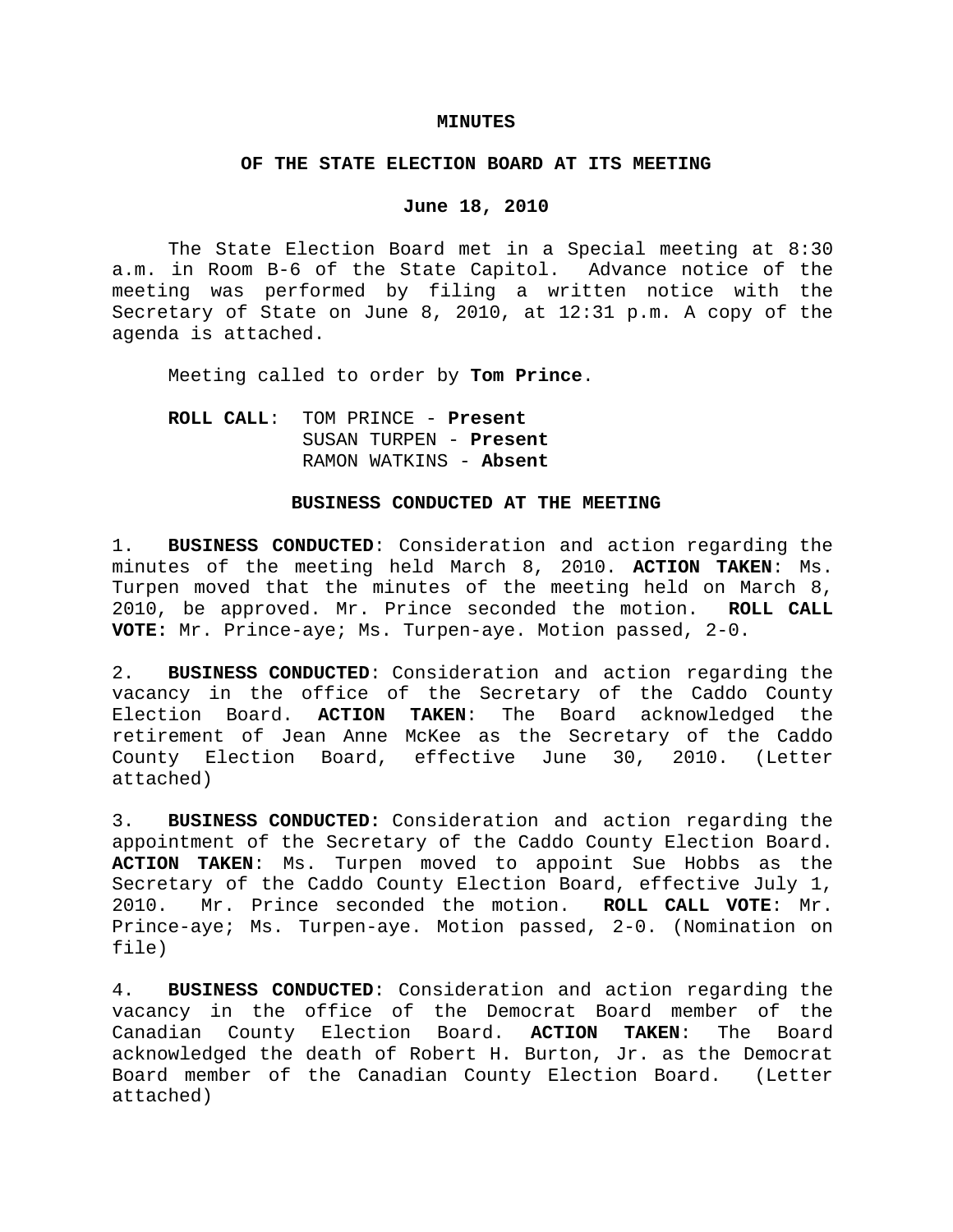# MINUTES

## OF THE STATE ELECTION BOARD AT ITS MEETING

### June 18, 2010

The State Election Board met in a Special meeting at 8:30 a.m. in Room B-6 of the State Capitol. Advance notice of the meeting was performed by filing a written notice with the Secretary of State on June 8, 2010, at 12:31 p.m. A copy of the agenda is attached.

Meeting called to order by **Tom Prince**.

**ROLL CALL**: TOM PRINCE - **Present**
SUSAN TURPEN - **Present**
RAMON WATKINS - **Absent**

### BUSINESS CONDUCTED AT THE MEETING

1. **BUSINESS CONDUCTED**: Consideration and action regarding the minutes of the meeting held March 8, 2010. **ACTION TAKEN**: Ms. Turpen moved that the minutes of the meeting held on March 8, 2010, be approved. Mr. Prince seconded the motion. **ROLL CALL VOTE:** Mr. Prince-aye; Ms. Turpen-aye. Motion passed, 2-0.

2. **BUSINESS CONDUCTED**: Consideration and action regarding the vacancy in the office of the Secretary of the Caddo County Election Board. **ACTION TAKEN**: The Board acknowledged the retirement of Jean Anne McKee as the Secretary of the Caddo County Election Board, effective June 30, 2010. (Letter attached)

3. **BUSINESS CONDUCTED:** Consideration and action regarding the appointment of the Secretary of the Caddo County Election Board. **ACTION TAKEN**: Ms. Turpen moved to appoint Sue Hobbs as the Secretary of the Caddo County Election Board, effective July 1, 2010. Mr. Prince seconded the motion. **ROLL CALL VOTE**: Mr. Prince-aye; Ms. Turpen-aye. Motion passed, 2-0. (Nomination on file)

4. **BUSINESS CONDUCTED**: Consideration and action regarding the vacancy in the office of the Democrat Board member of the Canadian County Election Board. **ACTION TAKEN**: The Board acknowledged the death of Robert H. Burton, Jr. as the Democrat Board member of the Canadian County Election Board. (Letter attached)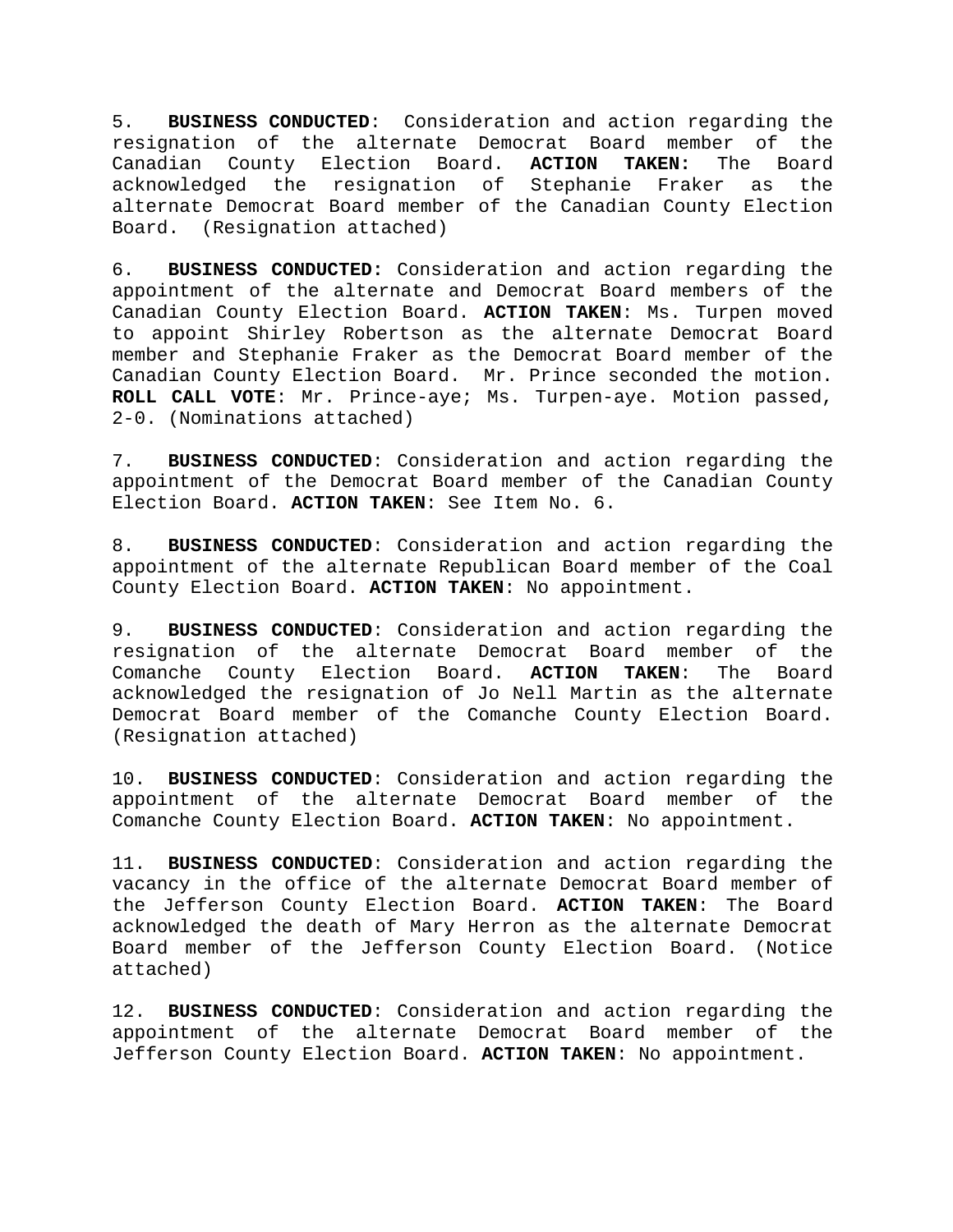5. **BUSINESS CONDUCTED**: Consideration and action regarding the resignation of the alternate Democrat Board member of the Canadian County Election Board. **ACTION TAKEN:** The Board acknowledged the resignation of Stephanie Fraker as the alternate Democrat Board member of the Canadian County Election Board. (Resignation attached)

6. **BUSINESS CONDUCTED:** Consideration and action regarding the appointment of the alternate and Democrat Board members of the Canadian County Election Board. **ACTION TAKEN**: Ms. Turpen moved to appoint Shirley Robertson as the alternate Democrat Board member and Stephanie Fraker as the Democrat Board member of the Canadian County Election Board. Mr. Prince seconded the motion. **ROLL CALL VOTE**: Mr. Prince-aye; Ms. Turpen-aye. Motion passed, 2-0. (Nominations attached)

7. **BUSINESS CONDUCTED**: Consideration and action regarding the appointment of the Democrat Board member of the Canadian County Election Board. **ACTION TAKEN**: See Item No. 6.

8. **BUSINESS CONDUCTED**: Consideration and action regarding the appointment of the alternate Republican Board member of the Coal County Election Board. **ACTION TAKEN**: No appointment.

9. **BUSINESS CONDUCTED**: Consideration and action regarding the resignation of the alternate Democrat Board member of the Comanche County Election Board. **ACTION TAKEN**: The Board acknowledged the resignation of Jo Nell Martin as the alternate Democrat Board member of the Comanche County Election Board. (Resignation attached)

10. **BUSINESS CONDUCTED**: Consideration and action regarding the appointment of the alternate Democrat Board member of the Comanche County Election Board. **ACTION TAKEN**: No appointment.

11. **BUSINESS CONDUCTED**: Consideration and action regarding the vacancy in the office of the alternate Democrat Board member of the Jefferson County Election Board. **ACTION TAKEN**: The Board acknowledged the death of Mary Herron as the alternate Democrat Board member of the Jefferson County Election Board. (Notice attached)

12. **BUSINESS CONDUCTED**: Consideration and action regarding the appointment of the alternate Democrat Board member of the Jefferson County Election Board. **ACTION TAKEN**: No appointment.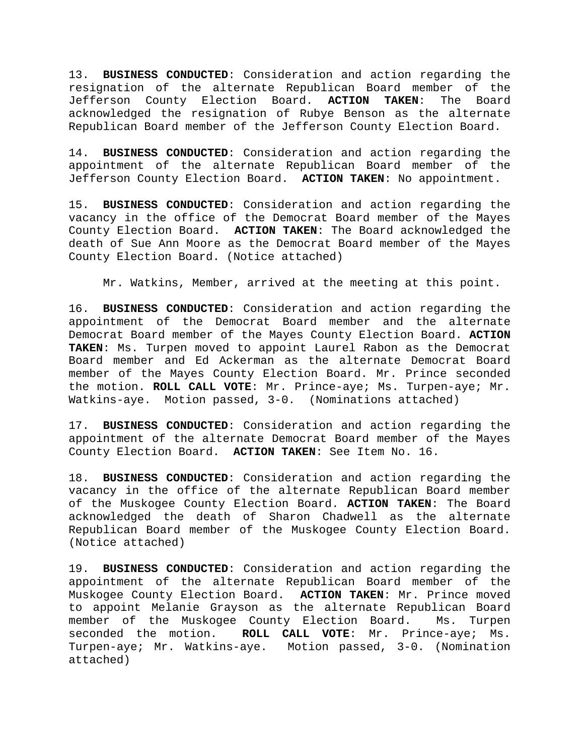13. **BUSINESS CONDUCTED**: Consideration and action regarding the resignation of the alternate Republican Board member of the Jefferson County Election Board. **ACTION TAKEN**: The Board acknowledged the resignation of Rubye Benson as the alternate Republican Board member of the Jefferson County Election Board.

14. **BUSINESS CONDUCTED**: Consideration and action regarding the appointment of the alternate Republican Board member of the Jefferson County Election Board. **ACTION TAKEN**: No appointment.

15. **BUSINESS CONDUCTED**: Consideration and action regarding the vacancy in the office of the Democrat Board member of the Mayes County Election Board. **ACTION TAKEN**: The Board acknowledged the death of Sue Ann Moore as the Democrat Board member of the Mayes County Election Board. (Notice attached)

Mr. Watkins, Member, arrived at the meeting at this point.

16. **BUSINESS CONDUCTED**: Consideration and action regarding the appointment of the Democrat Board member and the alternate Democrat Board member of the Mayes County Election Board. **ACTION TAKEN**: Ms. Turpen moved to appoint Laurel Rabon as the Democrat Board member and Ed Ackerman as the alternate Democrat Board member of the Mayes County Election Board. Mr. Prince seconded the motion. **ROLL CALL VOTE**: Mr. Prince-aye; Ms. Turpen-aye; Mr. Watkins-aye. Motion passed, 3-0. (Nominations attached)

17. **BUSINESS CONDUCTED**: Consideration and action regarding the appointment of the alternate Democrat Board member of the Mayes County Election Board. **ACTION TAKEN**: See Item No. 16.

18. **BUSINESS CONDUCTED**: Consideration and action regarding the vacancy in the office of the alternate Republican Board member of the Muskogee County Election Board. **ACTION TAKEN**: The Board acknowledged the death of Sharon Chadwell as the alternate Republican Board member of the Muskogee County Election Board. (Notice attached)

19. **BUSINESS CONDUCTED**: Consideration and action regarding the appointment of the alternate Republican Board member of the Muskogee County Election Board. **ACTION TAKEN**: Mr. Prince moved to appoint Melanie Grayson as the alternate Republican Board member of the Muskogee County Election Board. Ms. Turpen seconded the motion. **ROLL CALL VOTE**: Mr. Prince-aye; Ms. Turpen-aye; Mr. Watkins-aye. Motion passed, 3-0. (Nomination attached)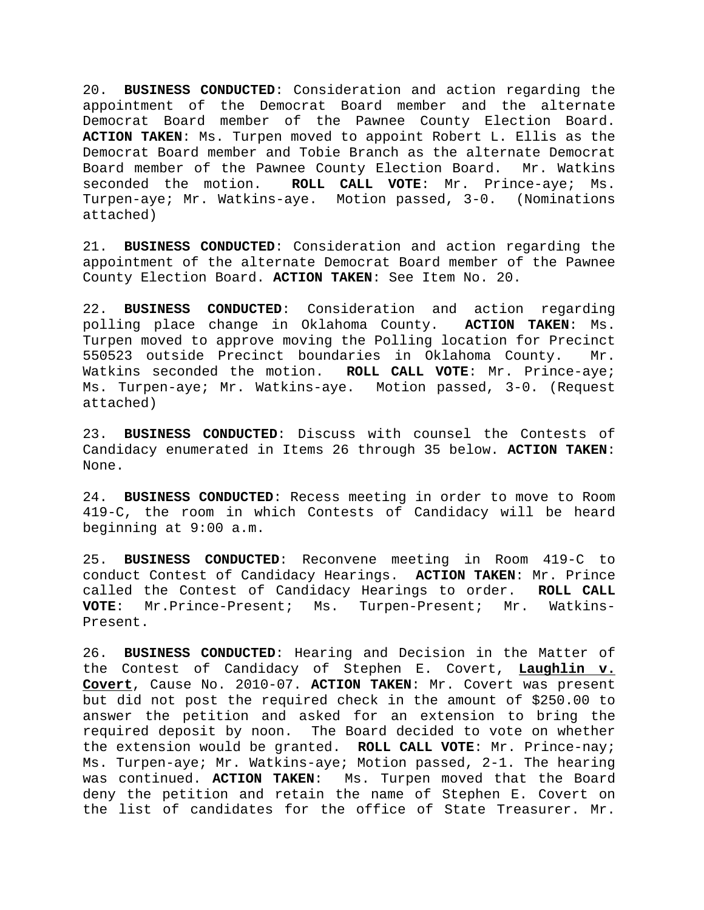20. **BUSINESS CONDUCTED**: Consideration and action regarding the appointment of the Democrat Board member and the alternate Democrat Board member of the Pawnee County Election Board. **ACTION TAKEN**: Ms. Turpen moved to appoint Robert L. Ellis as the Democrat Board member and Tobie Branch as the alternate Democrat Board member of the Pawnee County Election Board. Mr. Watkins seconded the motion. **ROLL CALL VOTE**: Mr. Prince-aye; Ms. Turpen-aye; Mr. Watkins-aye. Motion passed, 3-0. (Nominations attached)

21. **BUSINESS CONDUCTED**: Consideration and action regarding the appointment of the alternate Democrat Board member of the Pawnee County Election Board. **ACTION TAKEN**: See Item No. 20.

22. **BUSINESS CONDUCTED**: Consideration and action regarding polling place change in Oklahoma County. **ACTION TAKEN**: Ms. Turpen moved to approve moving the Polling location for Precinct 550523 outside Precinct boundaries in Oklahoma County. Mr. Watkins seconded the motion. **ROLL CALL VOTE**: Mr. Prince-aye; Ms. Turpen-aye; Mr. Watkins-aye. Motion passed, 3-0. (Request attached)

23. **BUSINESS CONDUCTED**: Discuss with counsel the Contests of Candidacy enumerated in Items 26 through 35 below. **ACTION TAKEN**: None.

24. **BUSINESS CONDUCTED**: Recess meeting in order to move to Room 419-C, the room in which Contests of Candidacy will be heard beginning at 9:00 a.m.

25. **BUSINESS CONDUCTED**: Reconvene meeting in Room 419-C to conduct Contest of Candidacy Hearings. **ACTION TAKEN**: Mr. Prince called the Contest of Candidacy Hearings to order. **ROLL CALL VOTE**: Mr.Prince-Present; Ms. Turpen-Present; Mr. Watkins-Present.

26. **BUSINESS CONDUCTED**: Hearing and Decision in the Matter of the Contest of Candidacy of Stephen E. Covert, **Laughlin v. Covert**, Cause No. 2010-07. **ACTION TAKEN**: Mr. Covert was present but did not post the required check in the amount of $250.00 to answer the petition and asked for an extension to bring the required deposit by noon. The Board decided to vote on whether the extension would be granted. **ROLL CALL VOTE**: Mr. Prince-nay; Ms. Turpen-aye; Mr. Watkins-aye; Motion passed, 2-1. The hearing was continued. **ACTION TAKEN**: Ms. Turpen moved that the Board deny the petition and retain the name of Stephen E. Covert on the list of candidates for the office of State Treasurer. Mr.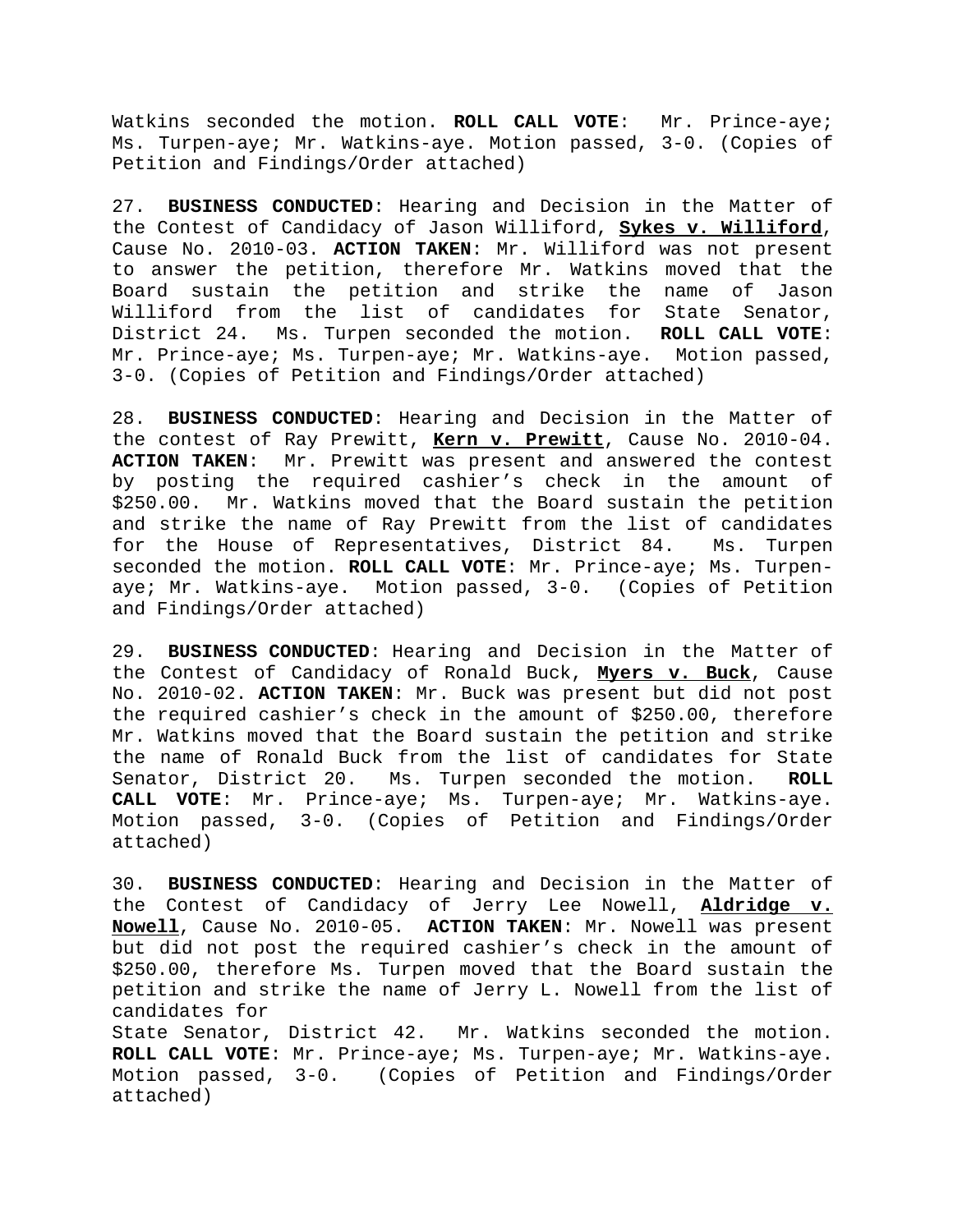Watkins seconded the motion. **ROLL CALL VOTE**: Mr. Prince-aye; Ms. Turpen-aye; Mr. Watkins-aye. Motion passed, 3-0. (Copies of Petition and Findings/Order attached)

27. **BUSINESS CONDUCTED**: Hearing and Decision in the Matter of the Contest of Candidacy of Jason Williford, **Sykes v. Williford**, Cause No. 2010-03. **ACTION TAKEN**: Mr. Williford was not present to answer the petition, therefore Mr. Watkins moved that the Board sustain the petition and strike the name of Jason Williford from the list of candidates for State Senator, District 24. Ms. Turpen seconded the motion. **ROLL CALL VOTE**: Mr. Prince-aye; Ms. Turpen-aye; Mr. Watkins-aye. Motion passed, 3-0. (Copies of Petition and Findings/Order attached)

28. **BUSINESS CONDUCTED**: Hearing and Decision in the Matter of the contest of Ray Prewitt, **Kern v. Prewitt**, Cause No. 2010-04. **ACTION TAKEN**: Mr. Prewitt was present and answered the contest by posting the required cashier's check in the amount of $250.00. Mr. Watkins moved that the Board sustain the petition and strike the name of Ray Prewitt from the list of candidates for the House of Representatives, District 84. Ms. Turpen seconded the motion. **ROLL CALL VOTE**: Mr. Prince-aye; Ms. Turpen-aye; Mr. Watkins-aye. Motion passed, 3-0. (Copies of Petition and Findings/Order attached)

29. **BUSINESS CONDUCTED**: Hearing and Decision in the Matter of the Contest of Candidacy of Ronald Buck, **Myers v. Buck**, Cause No. 2010-02. **ACTION TAKEN**: Mr. Buck was present but did not post the required cashier's check in the amount of $250.00, therefore Mr. Watkins moved that the Board sustain the petition and strike the name of Ronald Buck from the list of candidates for State Senator, District 20. Ms. Turpen seconded the motion. **ROLL CALL VOTE**: Mr. Prince-aye; Ms. Turpen-aye; Mr. Watkins-aye. Motion passed, 3-0. (Copies of Petition and Findings/Order attached)

30. **BUSINESS CONDUCTED**: Hearing and Decision in the Matter of the Contest of Candidacy of Jerry Lee Nowell, **Aldridge v. Nowell**, Cause No. 2010-05. **ACTION TAKEN**: Mr. Nowell was present but did not post the required cashier's check in the amount of $250.00, therefore Ms. Turpen moved that the Board sustain the petition and strike the name of Jerry L. Nowell from the list of candidates for State Senator, District 42. Mr. Watkins seconded the motion. **ROLL CALL VOTE**: Mr. Prince-aye; Ms. Turpen-aye; Mr. Watkins-aye. Motion passed, 3-0. (Copies of Petition and Findings/Order attached)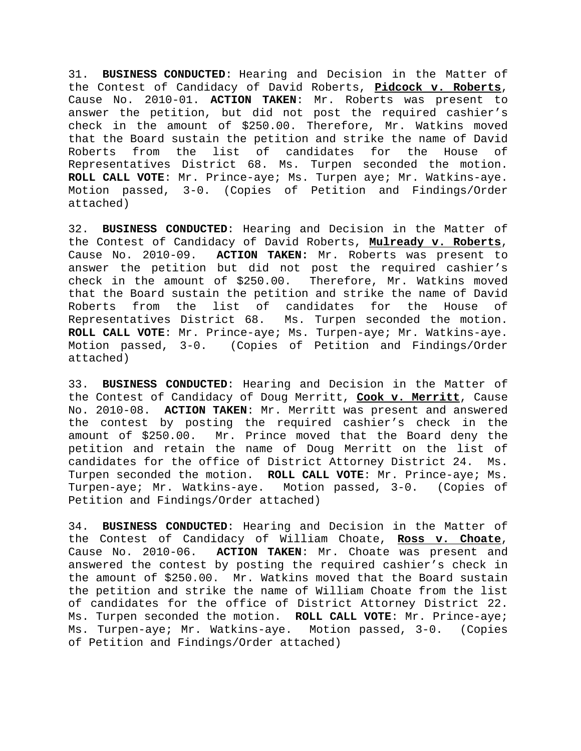31. **BUSINESS CONDUCTED**: Hearing and Decision in the Matter of the Contest of Candidacy of David Roberts, **Pidcock v. Roberts**, Cause No. 2010-01. **ACTION TAKEN**: Mr. Roberts was present to answer the petition, but did not post the required cashier's check in the amount of $250.00. Therefore, Mr. Watkins moved that the Board sustain the petition and strike the name of David Roberts from the list of candidates for the House of Representatives District 68. Ms. Turpen seconded the motion. **ROLL CALL VOTE**: Mr. Prince-aye; Ms. Turpen aye; Mr. Watkins-aye. Motion passed, 3-0. (Copies of Petition and Findings/Order attached)

32. **BUSINESS CONDUCTED**: Hearing and Decision in the Matter of the Contest of Candidacy of David Roberts, **Mulready v. Roberts**, Cause No. 2010-09. **ACTION TAKEN:** Mr. Roberts was present to answer the petition but did not post the required cashier's check in the amount of $250.00. Therefore, Mr. Watkins moved that the Board sustain the petition and strike the name of David Roberts from the list of candidates for the House of Representatives District 68. Ms. Turpen seconded the motion. **ROLL CALL VOTE**: Mr. Prince-aye; Ms. Turpen-aye; Mr. Watkins-aye. Motion passed, 3-0. (Copies of Petition and Findings/Order attached)

33. **BUSINESS CONDUCTED**: Hearing and Decision in the Matter of the Contest of Candidacy of Doug Merritt, **Cook v. Merritt**, Cause No. 2010-08. **ACTION TAKEN**: Mr. Merritt was present and answered the contest by posting the required cashier's check in the amount of $250.00. Mr. Prince moved that the Board deny the petition and retain the name of Doug Merritt on the list of candidates for the office of District Attorney District 24. Ms. Turpen seconded the motion. **ROLL CALL VOTE**: Mr. Prince-aye; Ms. Turpen-aye; Mr. Watkins-aye. Motion passed, 3-0. (Copies of Petition and Findings/Order attached)

34. **BUSINESS CONDUCTED**: Hearing and Decision in the Matter of the Contest of Candidacy of William Choate, **Ross v. Choate**, Cause No. 2010-06. **ACTION TAKEN**: Mr. Choate was present and answered the contest by posting the required cashier's check in the amount of $250.00. Mr. Watkins moved that the Board sustain the petition and strike the name of William Choate from the list of candidates for the office of District Attorney District 22. Ms. Turpen seconded the motion. **ROLL CALL VOTE**: Mr. Prince-aye; Ms. Turpen-aye; Mr. Watkins-aye. Motion passed, 3-0. (Copies of Petition and Findings/Order attached)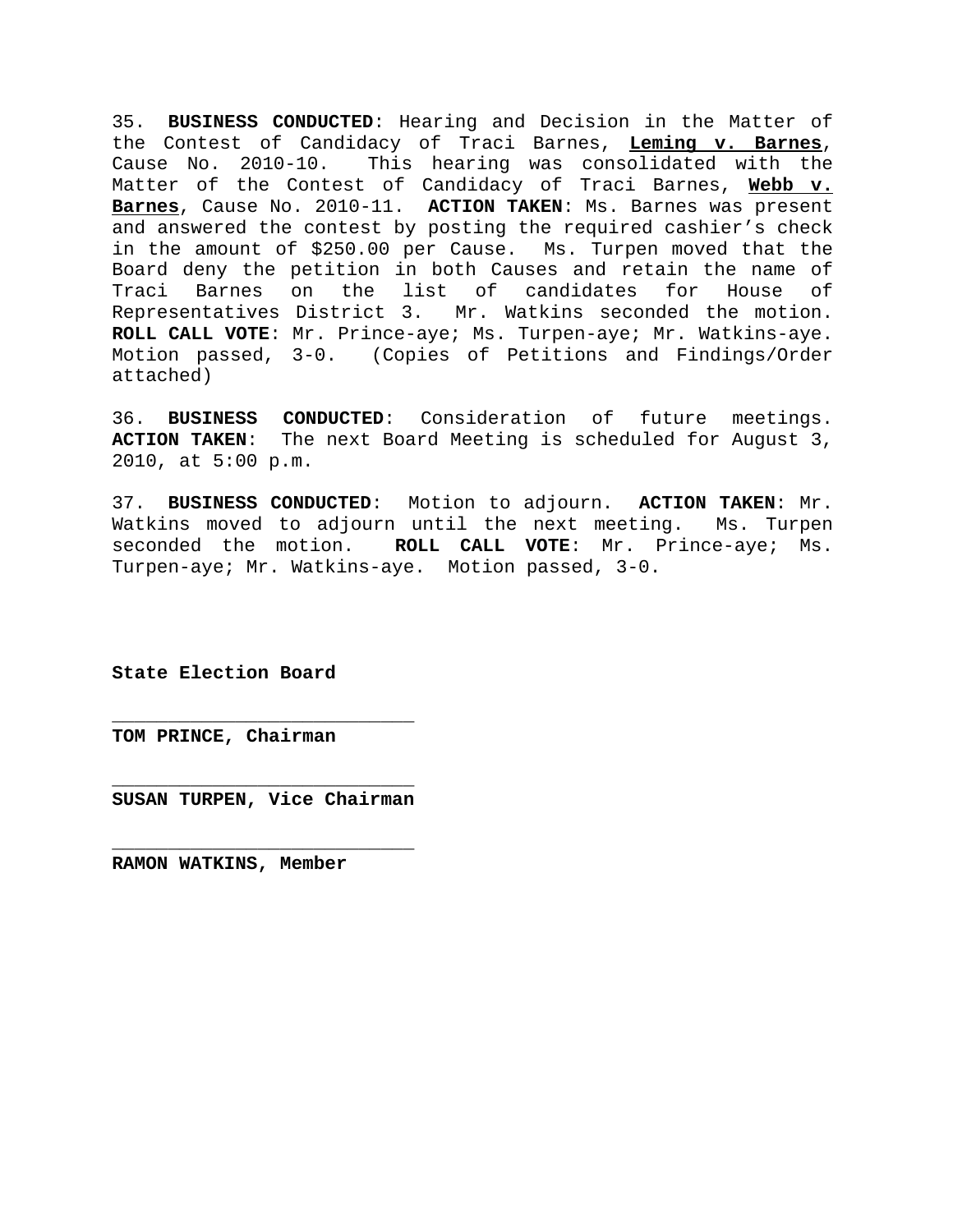35. **BUSINESS CONDUCTED**: Hearing and Decision in the Matter of the Contest of Candidacy of Traci Barnes, **Leming v. Barnes**, Cause No. 2010-10. This hearing was consolidated with the Matter of the Contest of Candidacy of Traci Barnes, **Webb v. Barnes**, Cause No. 2010-11. **ACTION TAKEN**: Ms. Barnes was present and answered the contest by posting the required cashier's check in the amount of $250.00 per Cause. Ms. Turpen moved that the Board deny the petition in both Causes and retain the name of Traci Barnes on the list of candidates for House of Representatives District 3. Mr. Watkins seconded the motion. **ROLL CALL VOTE**: Mr. Prince-aye; Ms. Turpen-aye; Mr. Watkins-aye. Motion passed, 3-0. (Copies of Petitions and Findings/Order attached)

36. **BUSINESS CONDUCTED**: Consideration of future meetings. **ACTION TAKEN**: The next Board Meeting is scheduled for August 3, 2010, at 5:00 p.m.

37. **BUSINESS CONDUCTED**: Motion to adjourn. **ACTION TAKEN**: Mr. Watkins moved to adjourn until the next meeting. Ms. Turpen seconded the motion. **ROLL CALL VOTE**: Mr. Prince-aye; Ms. Turpen-aye; Mr. Watkins-aye. Motion passed, 3-0.

**State Election Board**

___________________________
**TOM PRINCE, Chairman**

___________________________
**SUSAN TURPEN, Vice Chairman**

___________________________
**RAMON WATKINS, Member**